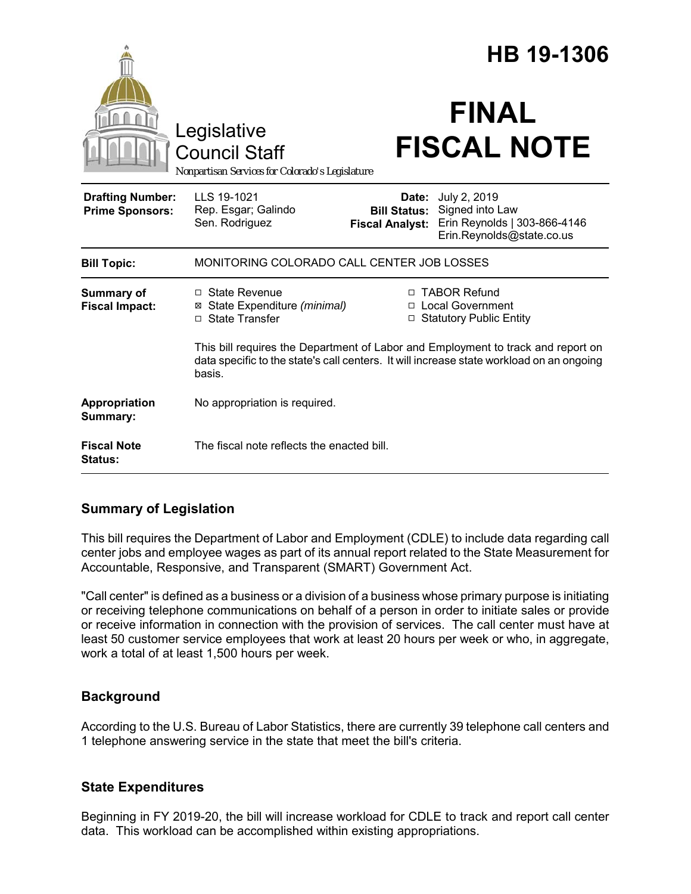# HB 19-1306

Legislative Council Staff

*Nonpartisan Services for Colorado's Legislature*

# FINAL FISCAL NOTE

| | | | |
|---|---|---|---|
| **Drafting Number:** | LLS 19-1021 | **Date:** | July 2, 2019 |
| **Prime Sponsors:** | Rep. Esgar; Galindo<br>Sen. Rodriguez | **Bill Status:** | Signed into Law |
| | | **Fiscal Analyst:** | Erin Reynolds \| 303-866-4146<br>Erin.Reynolds@state.co.us |

| | |
|---|---|
| **Bill Topic:** | MONITORING COLORADO CALL CENTER JOB LOSSES |
| **Summary of Fiscal Impact:** | ☐ State Revenue<br>☒ State Expenditure *(minimal)*<br>☐ State Transfer<br>☐ TABOR Refund<br>☐ Local Government<br>☐ Statutory Public Entity<br><br>This bill requires the Department of Labor and Employment to track and report on data specific to the state's call centers. It will increase state workload on an ongoing basis. |
| **Appropriation Summary:** | No appropriation is required. |
| **Fiscal Note Status:** | The fiscal note reflects the enacted bill. |

## Summary of Legislation

This bill requires the Department of Labor and Employment (CDLE) to include data regarding call center jobs and employee wages as part of its annual report related to the State Measurement for Accountable, Responsive, and Transparent (SMART) Government Act.

"Call center" is defined as a business or a division of a business whose primary purpose is initiating or receiving telephone communications on behalf of a person in order to initiate sales or provide or receive information in connection with the provision of services. The call center must have at least 50 customer service employees that work at least 20 hours per week or who, in aggregate, work a total of at least 1,500 hours per week.

## Background

According to the U.S. Bureau of Labor Statistics, there are currently 39 telephone call centers and 1 telephone answering service in the state that meet the bill's criteria.

## State Expenditures

Beginning in FY 2019-20, the bill will increase workload for CDLE to track and report call center data. This workload can be accomplished within existing appropriations.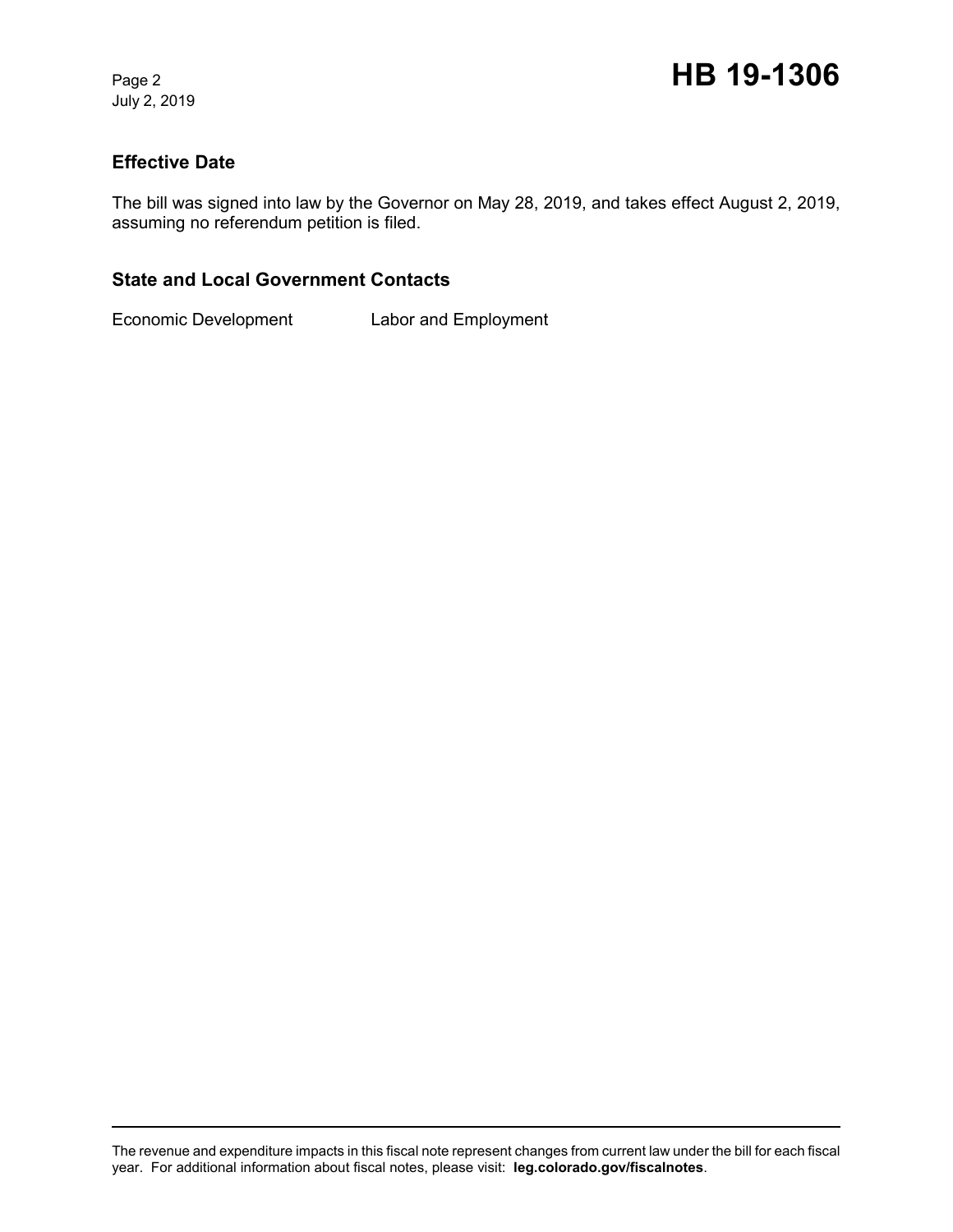## Effective Date

The bill was signed into law by the Governor on May 28, 2019, and takes effect August 2, 2019, assuming no referendum petition is filed.

## State and Local Government Contacts

Economic Development    Labor and Employment

The revenue and expenditure impacts in this fiscal note represent changes from current law under the bill for each fiscal year. For additional information about fiscal notes, please visit: **leg.colorado.gov/fiscalnotes**.